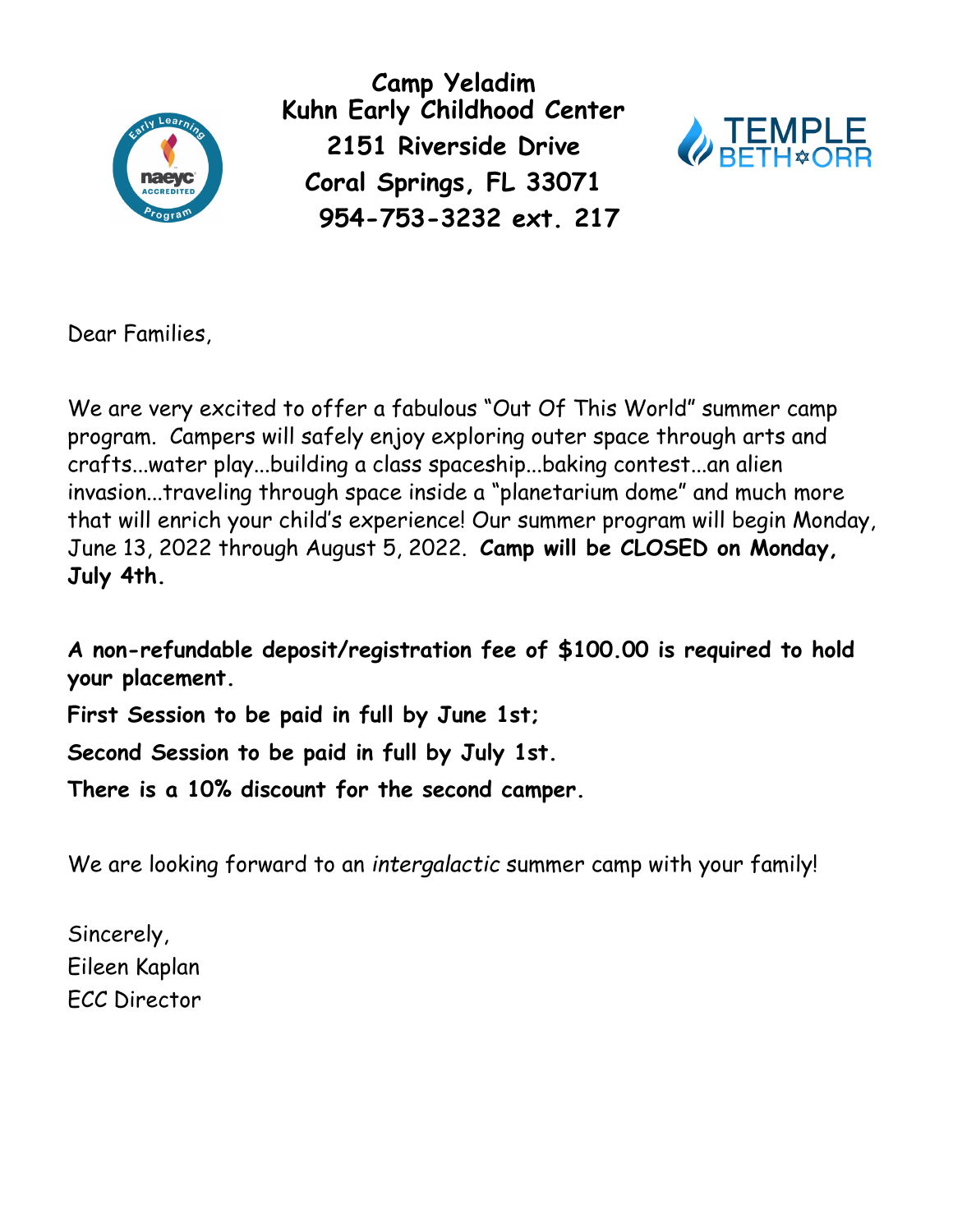**Camp Yeladim**
**Kuhn Early Childhood Center**
**2151 Riverside Drive**
**Coral Springs, FL 33071**
**954-753-3232 ext. 217**

Dear Families,

We are very excited to offer a fabulous "Out Of This World" summer camp program. Campers will safely enjoy exploring outer space through arts and crafts...water play...building a class spaceship...baking contest...an alien invasion...traveling through space inside a "planetarium dome" and much more that will enrich your child's experience! Our summer program will begin Monday, June 13, 2022 through August 5, 2022. **Camp will be CLOSED on Monday, July 4th.**

**A non-refundable deposit/registration fee of $100.00 is required to hold your placement.**

**First Session to be paid in full by June 1st;**

**Second Session to be paid in full by July 1st.**

**There is a 10% discount for the second camper.**

We are looking forward to an *intergalactic* summer camp with your family!

Sincerely,
Eileen Kaplan
ECC Director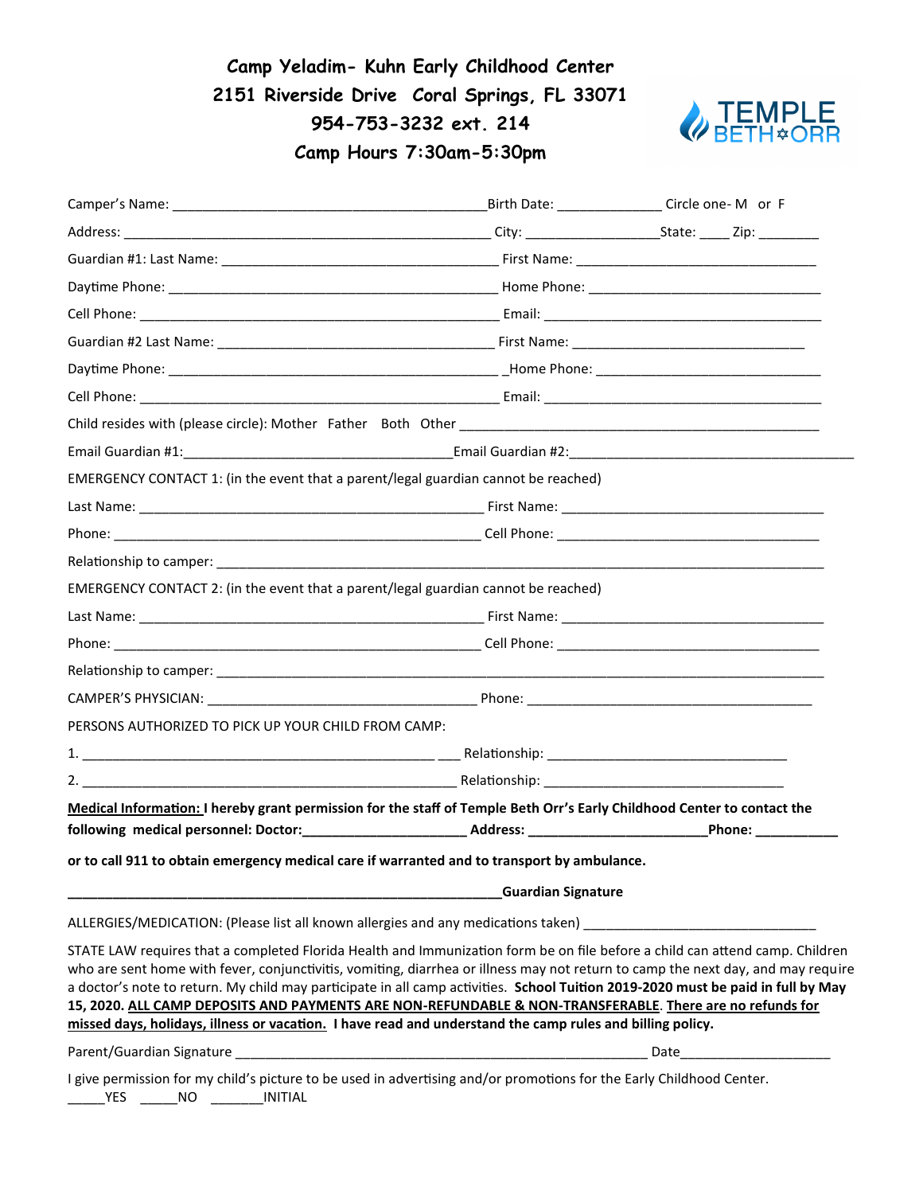# Camp Yeladim- Kuhn Early Childhood Center
## 2151 Riverside Drive Coral Springs, FL 33071
## 954-753-3232 ext. 214
## Camp Hours 7:30am-5:30pm

TEMPLE BETH ORR

Camper's Name: ________________________________________Birth Date: _____________ Circle one- M or F

Address: _______________________________________________ City: _________________State: ____ Zip: ________

Guardian #1: Last Name: ___________________________________ First Name: ________________________________

Daytime Phone: ___________________________________________ Home Phone: ______________________________

Cell Phone: ______________________________________________ Email: ____________________________________

Guardian #2 Last Name: ____________________________________ First Name: _______________________________

Daytime Phone: ___________________________________________ _Home Phone: _____________________________

Cell Phone: ______________________________________________ Email: ____________________________________

Child resides with (please circle): Mother Father Both Other ______________________________________________

Email Guardian #1:___________________________________Email Guardian #2:_______________________________________

EMERGENCY CONTACT 1: (in the event that a parent/legal guardian cannot be reached)

Last Name: _______________________________________________ First Name: ___________________________________

Phone: ___________________________________________________ Cell Phone: ___________________________________

Relationship to camper: ______________________________________________________________________________

EMERGENCY CONTACT 2: (in the event that a parent/legal guardian cannot be reached)

Last Name: _______________________________________________ First Name: ___________________________________

Phone: ___________________________________________________ Cell Phone: ___________________________________

Relationship to camper: ______________________________________________________________________________

CAMPER'S PHYSICIAN: ___________________________________ Phone: ________________________________________

PERSONS AUTHORIZED TO PICK UP YOUR CHILD FROM CAMP:

1. ____________________________________________________ Relationship: _______________________________

2. ____________________________________________________ Relationship: _______________________________

**<u>Medical Information:</u> I hereby grant permission for the staff of Temple Beth Orr's Early Childhood Center to contact the following medical personnel: Doctor:_____________________ Address: _______________________Phone: ___________**

**or to call 911 to obtain emergency medical care if warranted and to transport by ambulance.**

**_______________________________________________________Guardian Signature**

ALLERGIES/MEDICATION: (Please list all known allergies and any medications taken) ______________________________

STATE LAW requires that a completed Florida Health and Immunization form be on file before a child can attend camp. Children who are sent home with fever, conjunctivitis, vomiting, diarrhea or illness may not return to camp the next day, and may require a doctor's note to return. My child may participate in all camp activities. **School Tuition 2019-2020 must be paid in full by May 15, 2020. <u>ALL CAMP DEPOSITS AND PAYMENTS ARE NON-REFUNDABLE & NON-TRANSFERABLE</u>. <u>There are no refunds for missed days, holidays, illness or vacation.</u> I have read and understand the camp rules and billing policy.**

Parent/Guardian Signature ________________________________________________________ Date____________________

I give permission for my child's picture to be used in advertising and/or promotions for the Early Childhood Center.
_____YES _____NO _______INITIAL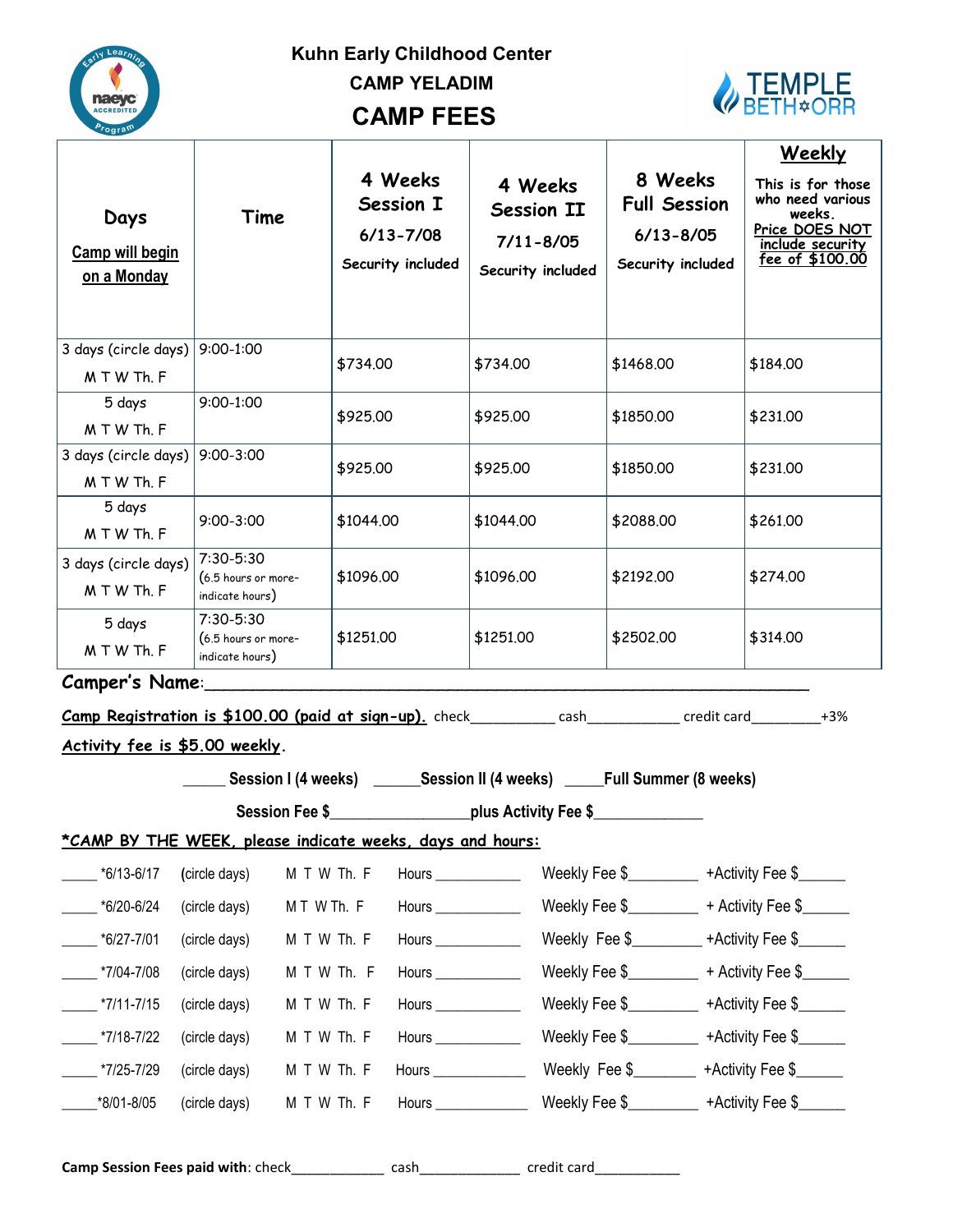# Kuhn Early Childhood Center

## CAMP YELADIM

## CAMP FEES

| Days<br>Camp will begin on a Monday | Time | 4 Weeks Session I<br>6/13-7/08<br>Security included | 4 Weeks Session II<br>7/11-8/05<br>Security included | 8 Weeks Full Session<br>6/13-8/05<br>Security included | Weekly<br>This is for those who need various weeks.<br>Price DOES NOT include security fee of $100.00 |
|---|---|---|---|---|---|
| 3 days (circle days)<br>M T W Th. F | 9:00-1:00 | $734.00 | $734.00 | $1468.00 | $184.00 |
| 5 days<br>M T W Th. F | 9:00-1:00 | $925.00 | $925.00 | $1850.00 | $231.00 |
| 3 days (circle days)<br>M T W Th. F | 9:00-3:00 | $925.00 | $925.00 | $1850.00 | $231.00 |
| 5 days<br>M T W Th. F | 9:00-3:00 | $1044.00 | $1044.00 | $2088.00 | $261.00 |
| 3 days (circle days)<br>M T W Th. F | 7:30-5:30<br>(6.5 hours or more-indicate hours) | $1096.00 | $1096.00 | $2192.00 | $274.00 |
| 5 days<br>M T W Th. F | 7:30-5:30<br>(6.5 hours or more-indicate hours) | $1251.00 | $1251.00 | $2502.00 | $314.00 |

**Camper's Name**:___________________________________________________________

**Camp Registration is $100.00 (paid at sign-up).** check__________ cash___________ credit card________+3%

**Activity fee is $5.00 weekly.**

_____ Session I (4 weeks) _____Session II (4 weeks) _____Full Summer (8 weeks)

Session Fee $________________plus Activity Fee $_____________

***CAMP BY THE WEEK, please indicate weeks, days and hours:**

_____ *6/13-6/17 (circle days) M T W Th. F Hours ___________ Weekly Fee $________ +Activity Fee $______

_____ *6/20-6/24 (circle days) M T W Th. F Hours ___________ Weekly Fee $________ + Activity Fee $______

_____ *6/27-7/01 (circle days) M T W Th. F Hours ___________ Weekly Fee $________ +Activity Fee $______

_____ *7/04-7/08 (circle days) M T W Th. F Hours ___________ Weekly Fee $________ + Activity Fee $______

_____ *7/11-7/15 (circle days) M T W Th. F Hours ___________ Weekly Fee $________ +Activity Fee $______

_____ *7/18-7/22 (circle days) M T W Th. F Hours ___________ Weekly Fee $________ +Activity Fee $______

_____ *7/25-7/29 (circle days) M T W Th. F Hours ____________ Weekly Fee $________ +Activity Fee $______

_____ *8/01-8/05 (circle days) M T W Th. F Hours ____________ Weekly Fee $________ +Activity Fee $______

**Camp Session Fees paid with**: check____________ cash_____________ credit card___________